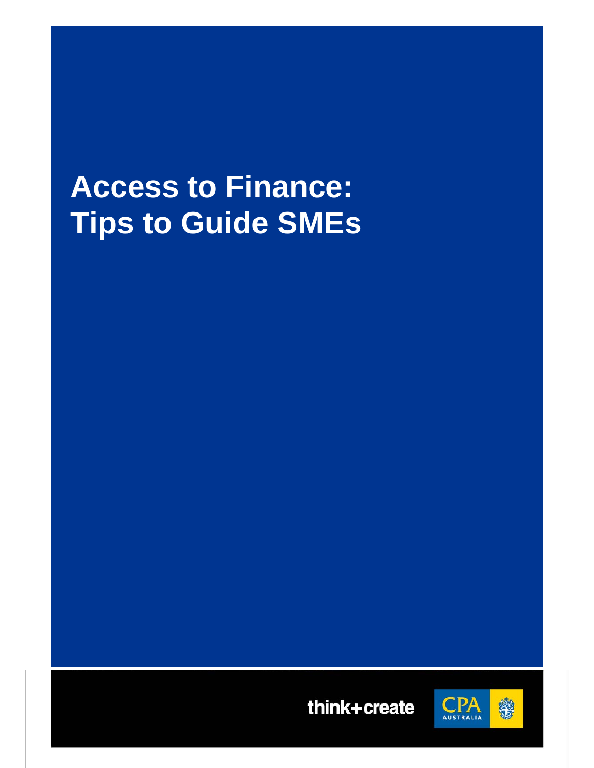# Access to Finance: Tips to Guide SMEs

think+create

CPA AUSTRALIA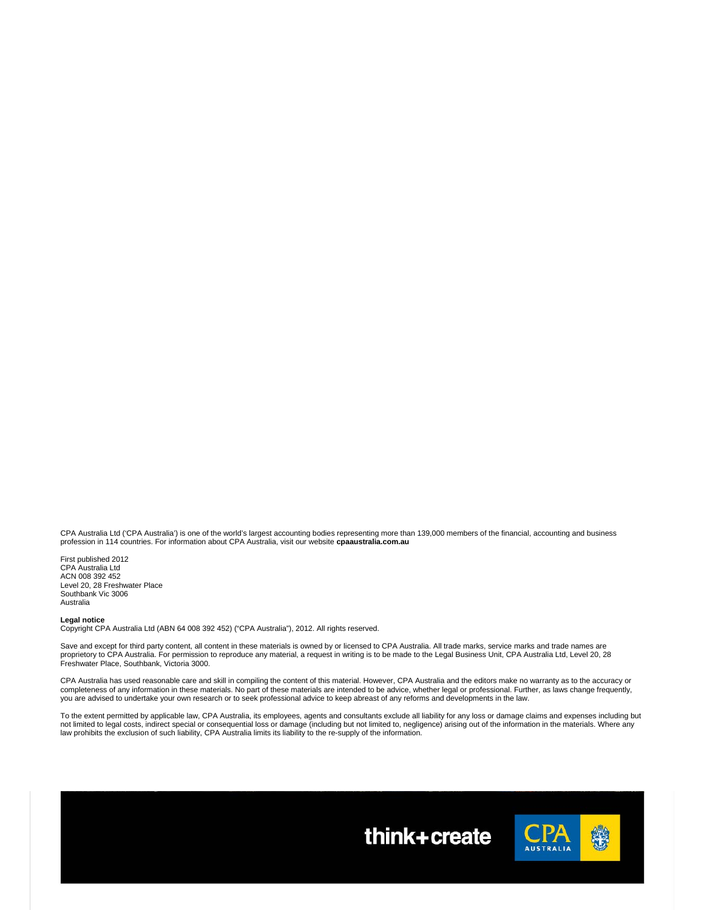CPA Australia Ltd ('CPA Australia') is one of the world's largest accounting bodies representing more than 139,000 members of the financial, accounting and business profession in 114 countries. For information about CPA Australia, visit our website **cpaaustralia.com.au**

First published 2012
CPA Australia Ltd
ACN 008 392 452
Level 20, 28 Freshwater Place
Southbank Vic 3006
Australia

**Legal notice**
Copyright CPA Australia Ltd (ABN 64 008 392 452) ("CPA Australia"), 2012. All rights reserved.

Save and except for third party content, all content in these materials is owned by or licensed to CPA Australia. All trade marks, service marks and trade names are proprietory to CPA Australia. For permission to reproduce any material, a request in writing is to be made to the Legal Business Unit, CPA Australia Ltd, Level 20, 28 Freshwater Place, Southbank, Victoria 3000.

CPA Australia has used reasonable care and skill in compiling the content of this material. However, CPA Australia and the editors make no warranty as to the accuracy or completeness of any information in these materials. No part of these materials are intended to be advice, whether legal or professional. Further, as laws change frequently, you are advised to undertake your own research or to seek professional advice to keep abreast of any reforms and developments in the law.

To the extent permitted by applicable law, CPA Australia, its employees, agents and consultants exclude all liability for any loss or damage claims and expenses including but not limited to legal costs, indirect special or consequential loss or damage (including but not limited to, negligence) arising out of the information in the materials. Where any law prohibits the exclusion of such liability, CPA Australia limits its liability to the re-supply of the information.

think+create

CPA AUSTRALIA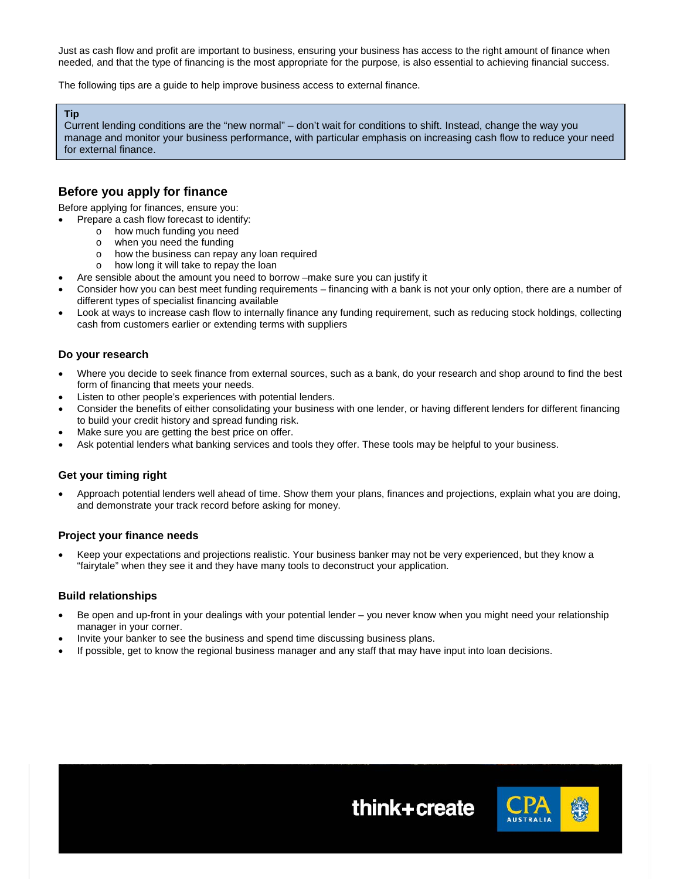Just as cash flow and profit are important to business, ensuring your business has access to the right amount of finance when needed, and that the type of financing is the most appropriate for the purpose, is also essential to achieving financial success.

The following tips are a guide to help improve business access to external finance.

> **Tip**
> Current lending conditions are the "new normal" – don't wait for conditions to shift. Instead, change the way you manage and monitor your business performance, with particular emphasis on increasing cash flow to reduce your need for external finance.

## Before you apply for finance

Before applying for finances, ensure you:

- Prepare a cash flow forecast to identify:
  - how much funding you need
  - when you need the funding
  - how the business can repay any loan required
  - how long it will take to repay the loan
- Are sensible about the amount you need to borrow –make sure you can justify it
- Consider how you can best meet funding requirements – financing with a bank is not your only option, there are a number of different types of specialist financing available
- Look at ways to increase cash flow to internally finance any funding requirement, such as reducing stock holdings, collecting cash from customers earlier or extending terms with suppliers

### Do your research

- Where you decide to seek finance from external sources, such as a bank, do your research and shop around to find the best form of financing that meets your needs.
- Listen to other people's experiences with potential lenders.
- Consider the benefits of either consolidating your business with one lender, or having different lenders for different financing to build your credit history and spread funding risk.
- Make sure you are getting the best price on offer.
- Ask potential lenders what banking services and tools they offer. These tools may be helpful to your business.

### Get your timing right

- Approach potential lenders well ahead of time. Show them your plans, finances and projections, explain what you are doing, and demonstrate your track record before asking for money.

### Project your finance needs

- Keep your expectations and projections realistic. Your business banker may not be very experienced, but they know a "fairytale" when they see it and they have many tools to deconstruct your application.

### Build relationships

- Be open and up-front in your dealings with your potential lender – you never know when you might need your relationship manager in your corner.
- Invite your banker to see the business and spend time discussing business plans.
- If possible, get to know the regional business manager and any staff that may have input into loan decisions.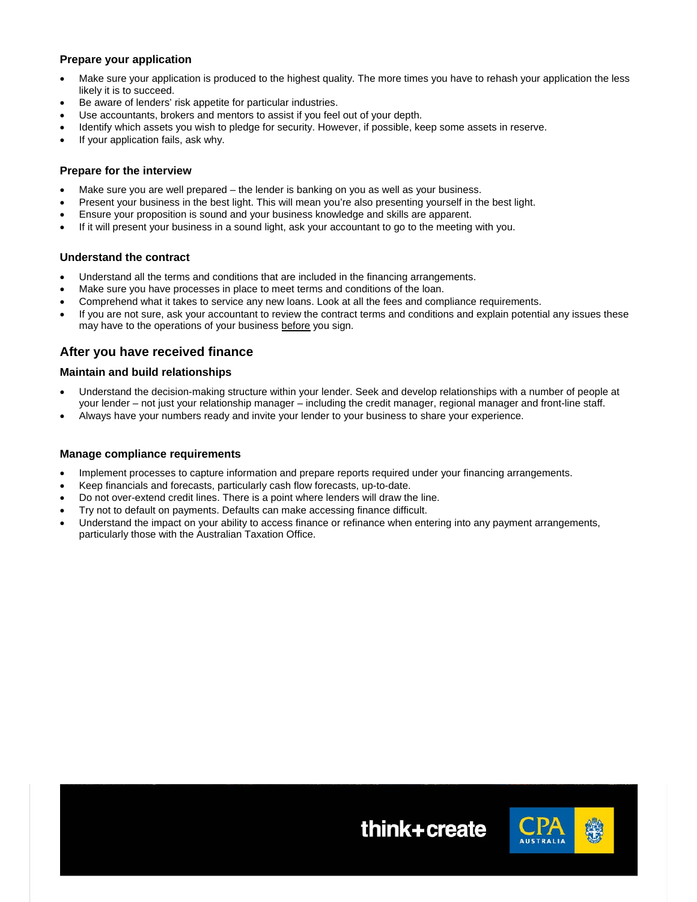### Prepare your application

- Make sure your application is produced to the highest quality. The more times you have to rehash your application the less likely it is to succeed.
- Be aware of lenders' risk appetite for particular industries.
- Use accountants, brokers and mentors to assist if you feel out of your depth.
- Identify which assets you wish to pledge for security. However, if possible, keep some assets in reserve.
- If your application fails, ask why.

### Prepare for the interview

- Make sure you are well prepared – the lender is banking on you as well as your business.
- Present your business in the best light. This will mean you're also presenting yourself in the best light.
- Ensure your proposition is sound and your business knowledge and skills are apparent.
- If it will present your business in a sound light, ask your accountant to go to the meeting with you.

### Understand the contract

- Understand all the terms and conditions that are included in the financing arrangements.
- Make sure you have processes in place to meet terms and conditions of the loan.
- Comprehend what it takes to service any new loans. Look at all the fees and compliance requirements.
- If you are not sure, ask your accountant to review the contract terms and conditions and explain potential any issues these may have to the operations of your business before you sign.

## After you have received finance

### Maintain and build relationships

- Understand the decision-making structure within your lender. Seek and develop relationships with a number of people at your lender – not just your relationship manager – including the credit manager, regional manager and front-line staff.
- Always have your numbers ready and invite your lender to your business to share your experience.

### Manage compliance requirements

- Implement processes to capture information and prepare reports required under your financing arrangements.
- Keep financials and forecasts, particularly cash flow forecasts, up-to-date.
- Do not over-extend credit lines. There is a point where lenders will draw the line.
- Try not to default on payments. Defaults can make accessing finance difficult.
- Understand the impact on your ability to access finance or refinance when entering into any payment arrangements, particularly those with the Australian Taxation Office.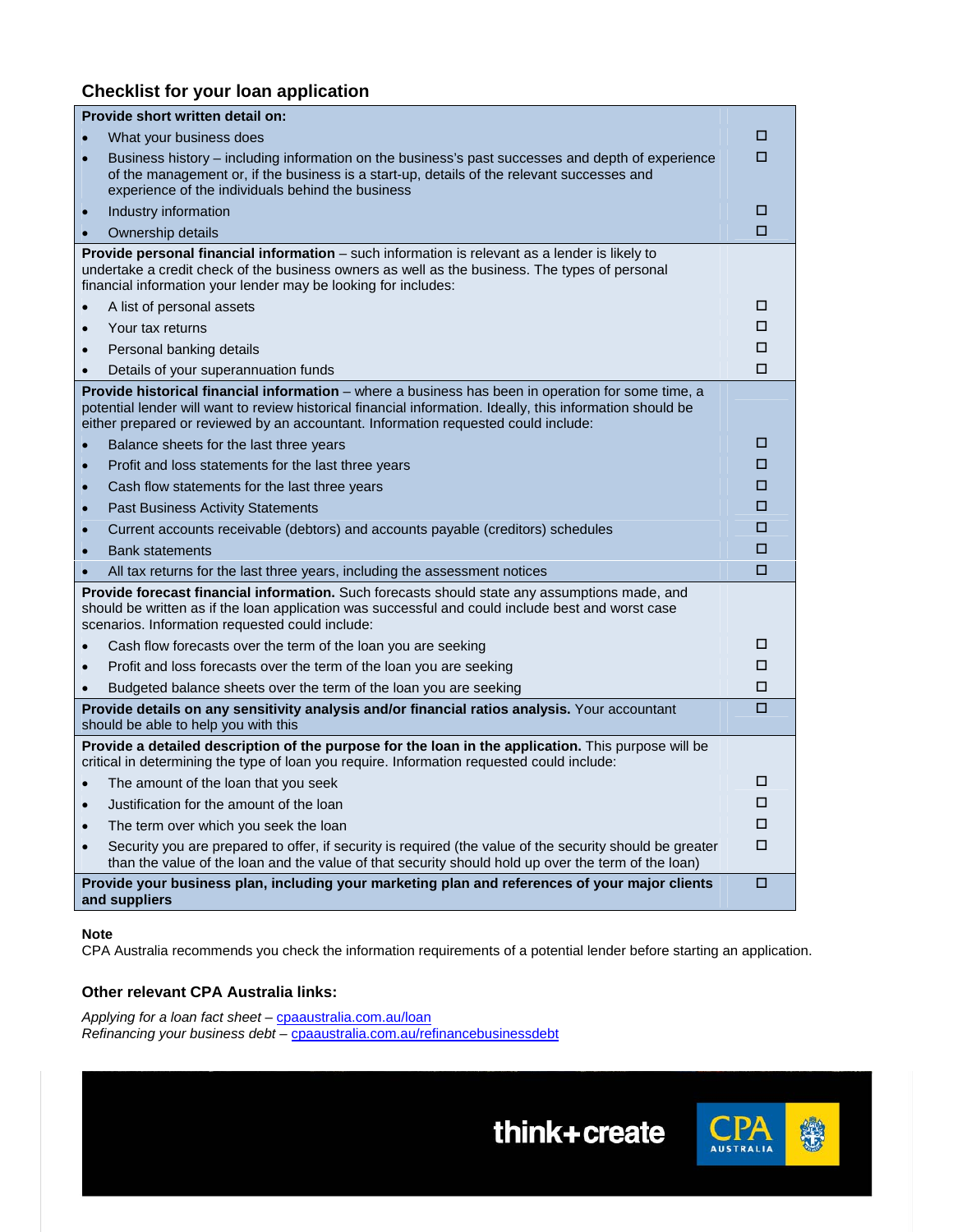## Checklist for your loan application

| | |
|---|---|
| **Provide short written detail on:** | |
| • What your business does | ☐ |
| • Business history – including information on the business's past successes and depth of experience of the management or, if the business is a start-up, details of the relevant successes and experience of the individuals behind the business | ☐ |
| • Industry information | ☐ |
| • Ownership details | ☐ |
| **Provide personal financial information** – such information is relevant as a lender is likely to undertake a credit check of the business owners as well as the business. The types of personal financial information your lender may be looking for includes: | |
| • A list of personal assets | ☐ |
| • Your tax returns | ☐ |
| • Personal banking details | ☐ |
| • Details of your superannuation funds | ☐ |
| **Provide historical financial information** – where a business has been in operation for some time, a potential lender will want to review historical financial information. Ideally, this information should be either prepared or reviewed by an accountant. Information requested could include: | |
| • Balance sheets for the last three years | ☐ |
| • Profit and loss statements for the last three years | ☐ |
| • Cash flow statements for the last three years | ☐ |
| • Past Business Activity Statements | ☐ |
| • Current accounts receivable (debtors) and accounts payable (creditors) schedules | ☐ |
| • Bank statements | ☐ |
| • All tax returns for the last three years, including the assessment notices | ☐ |
| **Provide forecast financial information.** Such forecasts should state any assumptions made, and should be written as if the loan application was successful and could include best and worst case scenarios. Information requested could include: | |
| • Cash flow forecasts over the term of the loan you are seeking | ☐ |
| • Profit and loss forecasts over the term of the loan you are seeking | ☐ |
| • Budgeted balance sheets over the term of the loan you are seeking | ☐ |
| **Provide details on any sensitivity analysis and/or financial ratios analysis.** Your accountant should be able to help you with this | ☐ |
| **Provide a detailed description of the purpose for the loan in the application.** This purpose will be critical in determining the type of loan you require. Information requested could include: | |
| • The amount of the loan that you seek | ☐ |
| • Justification for the amount of the loan | ☐ |
| • The term over which you seek the loan | ☐ |
| • Security you are prepared to offer, if security is required (the value of the security should be greater than the value of the loan and the value of that security should hold up over the term of the loan) | ☐ |
| **Provide your business plan, including your marketing plan and references of your major clients and suppliers** | ☐ |

**Note**

CPA Australia recommends you check the information requirements of a potential lender before starting an application.

### Other relevant CPA Australia links:

*Applying for a loan fact sheet* – cpaaustralia.com.au/loan
*Refinancing your business debt* – cpaaustralia.com.au/refinancebusinessdebt

think+create

CPA AUSTRALIA